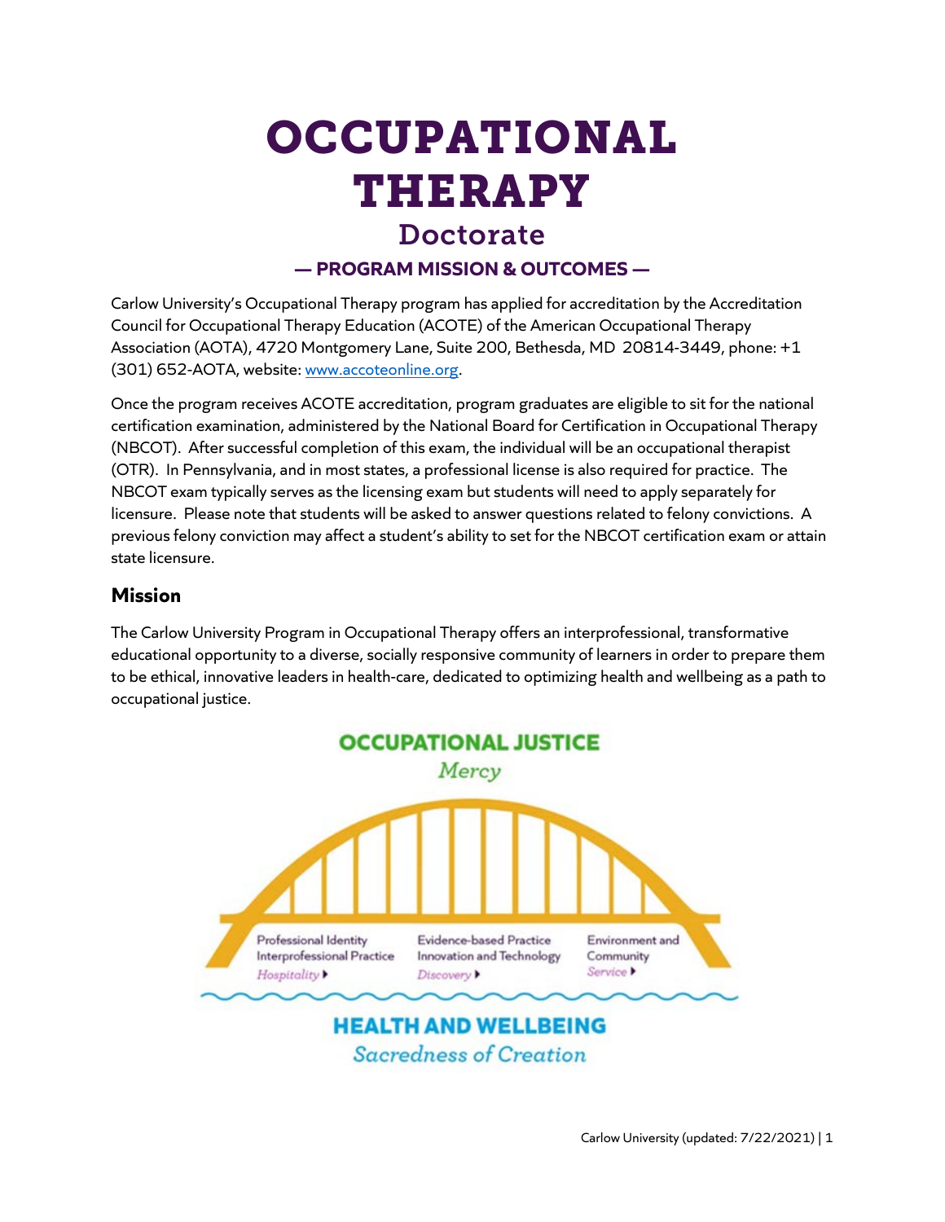# OCCUPATIONAL THERAPY

## Doctorate

### — PROGRAM MISSION & OUTCOMES —

Carlow University's Occupational Therapy program has applied for accreditation by the Accreditation Council for Occupational Therapy Education (ACOTE) of the American Occupational Therapy Association (AOTA), 4720 Montgomery Lane, Suite 200, Bethesda, MD 20814-3449, phone: +1 (301) 652-AOTA, website: [www.accoteonline.org](www.accoteonline.org).

Once the program receives ACOTE accreditation, program graduates are eligible to sit for the national certification examination, administered by the National Board for Certification in Occupational Therapy (NBCOT). After successful completion of this exam, the individual will be an occupational therapist (OTR). In Pennsylvania, and in most states, a professional license is also required for practice. The NBCOT exam typically serves as the licensing exam but students will need to apply separately for licensure. Please note that students will be asked to answer questions related to felony convictions. A previous felony conviction may affect a student's ability to set for the NBCOT certification exam or attain state licensure.

## Mission

The Carlow University Program in Occupational Therapy offers an interprofessional, transformative educational opportunity to a diverse, socially responsive community of learners in order to prepare them to be ethical, innovative leaders in health-care, dedicated to optimizing health and wellbeing as a path to occupational justice.

**OCCUPATIONAL JUSTICE**

*Mercy*

Professional Identity
Interprofessional Practice
*Hospitality*

Evidence-based Practice
Innovation and Technology
*Discovery*

Environment and Community
*Service*

**HEALTH AND WELLBEING**

*Sacredness of Creation*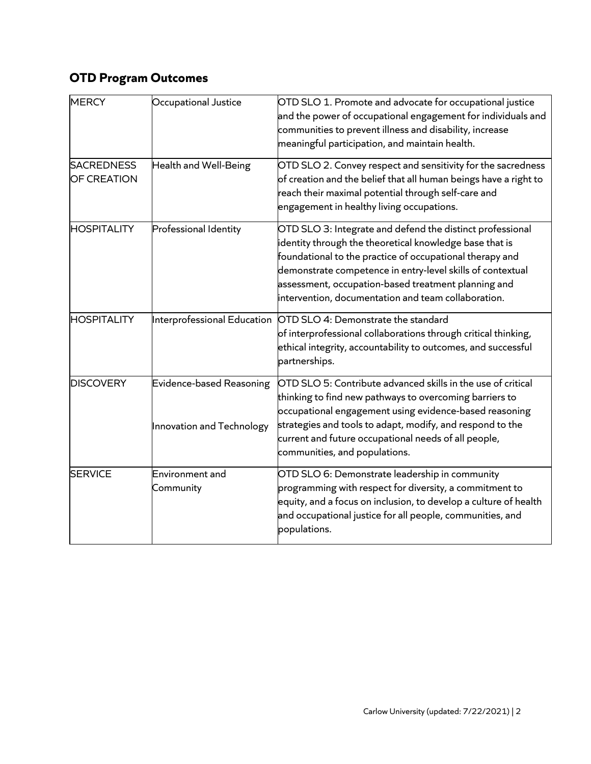## OTD Program Outcomes

| | | |
|---|---|---|
| MERCY | Occupational Justice | OTD SLO 1. Promote and advocate for occupational justice and the power of occupational engagement for individuals and communities to prevent illness and disability, increase meaningful participation, and maintain health. |
| SACREDNESS OF CREATION | Health and Well-Being | OTD SLO 2. Convey respect and sensitivity for the sacredness of creation and the belief that all human beings have a right to reach their maximal potential through self-care and engagement in healthy living occupations. |
| HOSPITALITY | Professional Identity | OTD SLO 3: Integrate and defend the distinct professional identity through the theoretical knowledge base that is foundational to the practice of occupational therapy and demonstrate competence in entry-level skills of contextual assessment, occupation-based treatment planning and intervention, documentation and team collaboration. |
| HOSPITALITY | Interprofessional Education | OTD SLO 4: Demonstrate the standard of interprofessional collaborations through critical thinking, ethical integrity, accountability to outcomes, and successful partnerships. |
| DISCOVERY | Evidence-based Reasoning<br><br>Innovation and Technology | OTD SLO 5: Contribute advanced skills in the use of critical thinking to find new pathways to overcoming barriers to occupational engagement using evidence-based reasoning strategies and tools to adapt, modify, and respond to the current and future occupational needs of all people, communities, and populations. |
| SERVICE | Environment and Community | OTD SLO 6: Demonstrate leadership in community programming with respect for diversity, a commitment to equity, and a focus on inclusion, to develop a culture of health and occupational justice for all people, communities, and populations. |